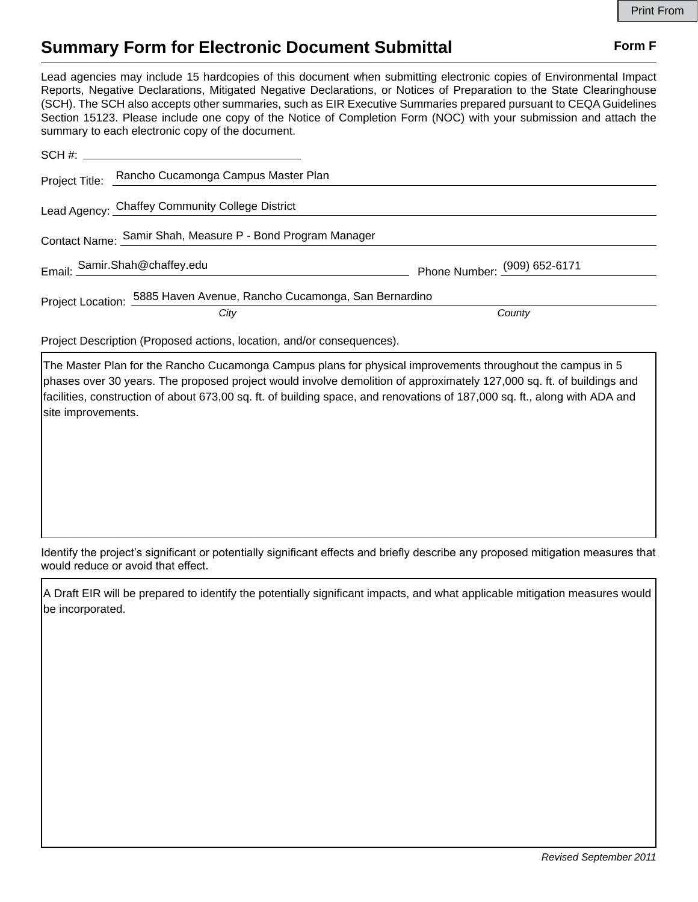Print From

# Summary Form for Electronic Document Submittal

**Form F**

Lead agencies may include 15 hardcopies of this document when submitting electronic copies of Environmental Impact Reports, Negative Declarations, Mitigated Negative Declarations, or Notices of Preparation to the State Clearinghouse (SCH). The SCH also accepts other summaries, such as EIR Executive Summaries prepared pursuant to CEQA Guidelines Section 15123. Please include one copy of the Notice of Completion Form (NOC) with your submission and attach the summary to each electronic copy of the document.

SCH #: ____________________

Project Title: Rancho Cucamonga Campus Master Plan

Lead Agency: Chaffey Community College District

Contact Name: Samir Shah, Measure P - Bond Program Manager

Email: Samir.Shah@chaffey.edu　　Phone Number: (909) 652-6171

Project Location: 5885 Haven Avenue, Rancho Cucamonga, San Bernardino

*City*　　*County*

Project Description (Proposed actions, location, and/or consequences).

> The Master Plan for the Rancho Cucamonga Campus plans for physical improvements throughout the campus in 5 phases over 30 years. The proposed project would involve demolition of approximately 127,000 sq. ft. of buildings and facilities, construction of about 673,00 sq. ft. of building space, and renovations of 187,000 sq. ft., along with ADA and site improvements.

Identify the project's significant or potentially significant effects and briefly describe any proposed mitigation measures that would reduce or avoid that effect.

> A Draft EIR will be prepared to identify the potentially significant impacts, and what applicable mitigation measures would be incorporated.

*Revised September 2011*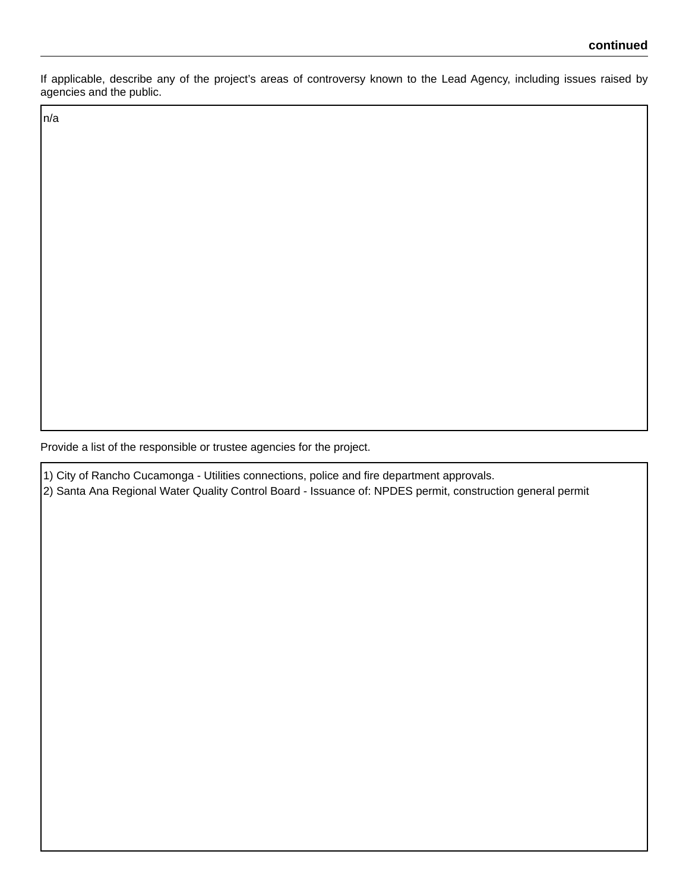**continued**

If applicable, describe any of the project's areas of controversy known to the Lead Agency, including issues raised by agencies and the public.

n/a

Provide a list of the responsible or trustee agencies for the project.

1) City of Rancho Cucamonga - Utilities connections, police and fire department approvals.
2) Santa Ana Regional Water Quality Control Board - Issuance of: NPDES permit, construction general permit